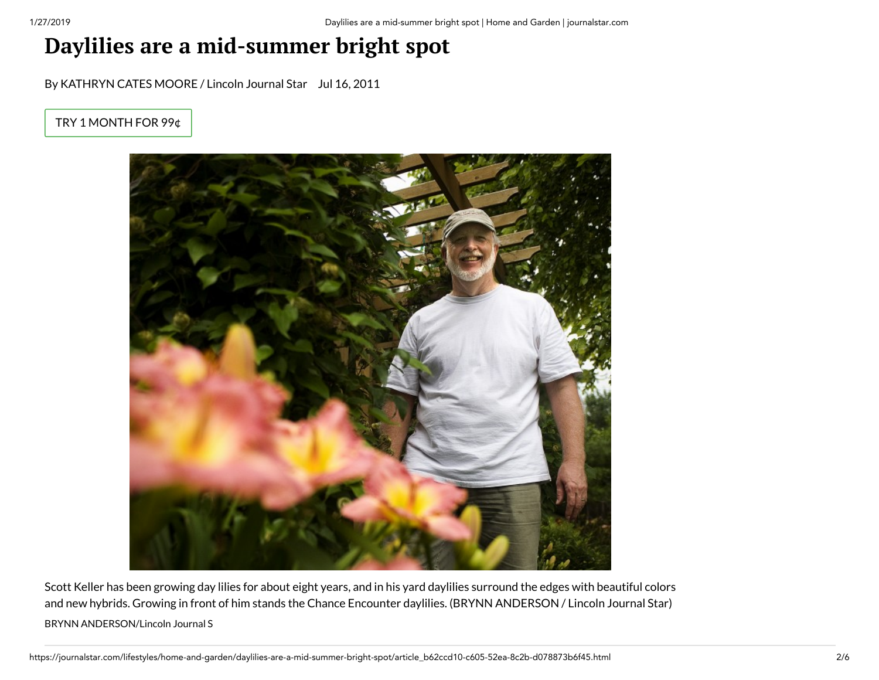# Daylilies are a mid-summer bright spot

By KATHRYN CATES MOORE / Lincoln Journal Star Jul 16, 2011

TRY 1 MONTH FOR 99¢

Scott Keller has been growing day lilies for about eight years, and in his yard daylilies surround the edges with beautiful colors and new hybrids. Growing in front of him stands the Chance Encounter daylilies. (BRYNN ANDERSON / Lincoln Journal Star)

BRYNN ANDERSON/Lincoln Journal S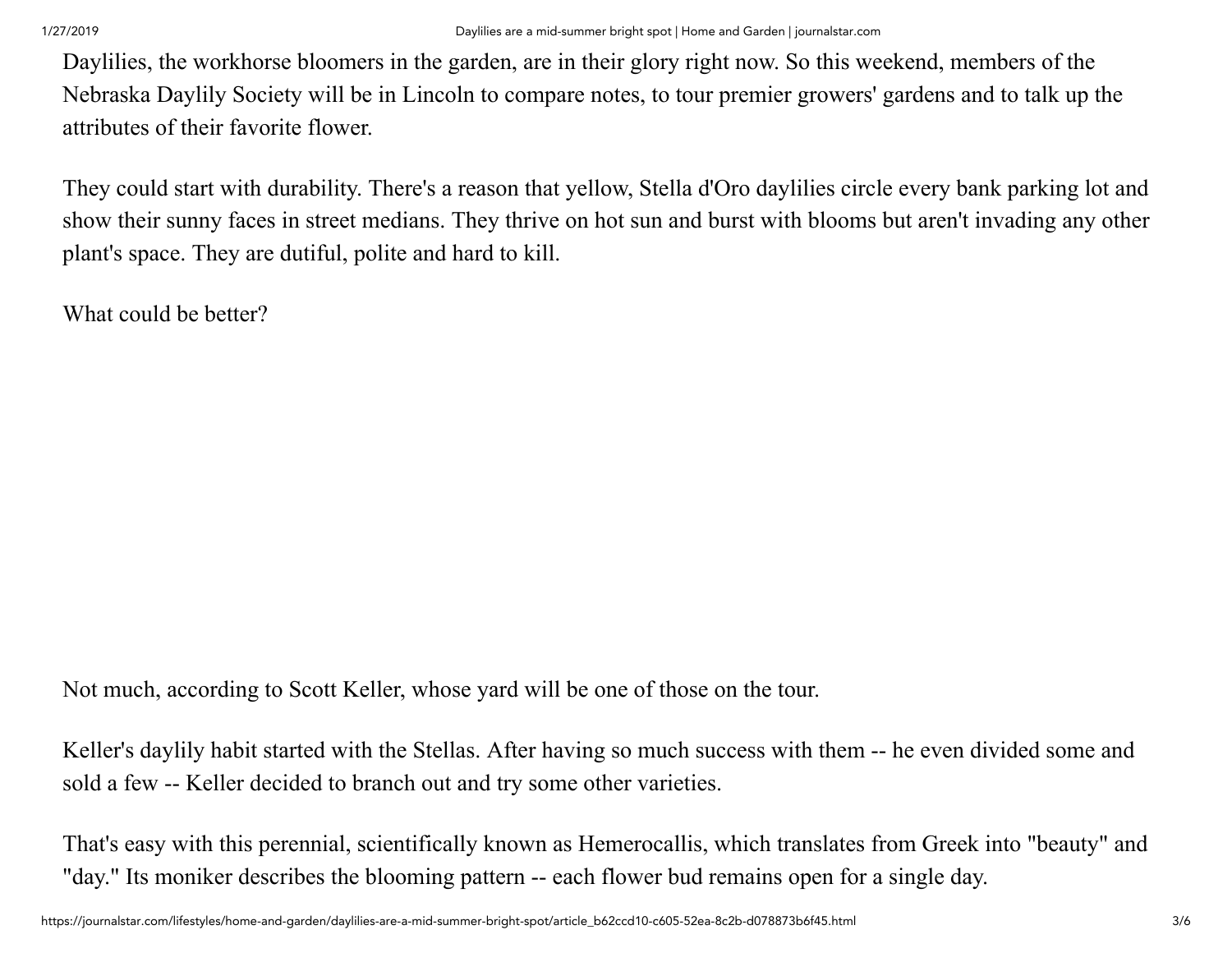Daylilies, the workhorse bloomers in the garden, are in their glory right now. So this weekend, members of the Nebraska Daylily Society will be in Lincoln to compare notes, to tour premier growers' gardens and to talk up the attributes of their favorite flower.

They could start with durability. There's a reason that yellow, Stella d'Oro daylilies circle every bank parking lot and show their sunny faces in street medians. They thrive on hot sun and burst with blooms but aren't invading any other plant's space. They are dutiful, polite and hard to kill.

What could be better?

Not much, according to Scott Keller, whose yard will be one of those on the tour.

Keller's daylily habit started with the Stellas. After having so much success with them -- he even divided some and sold a few -- Keller decided to branch out and try some other varieties.

That's easy with this perennial, scientifically known as Hemerocallis, which translates from Greek into "beauty" and "day." Its moniker describes the blooming pattern -- each flower bud remains open for a single day.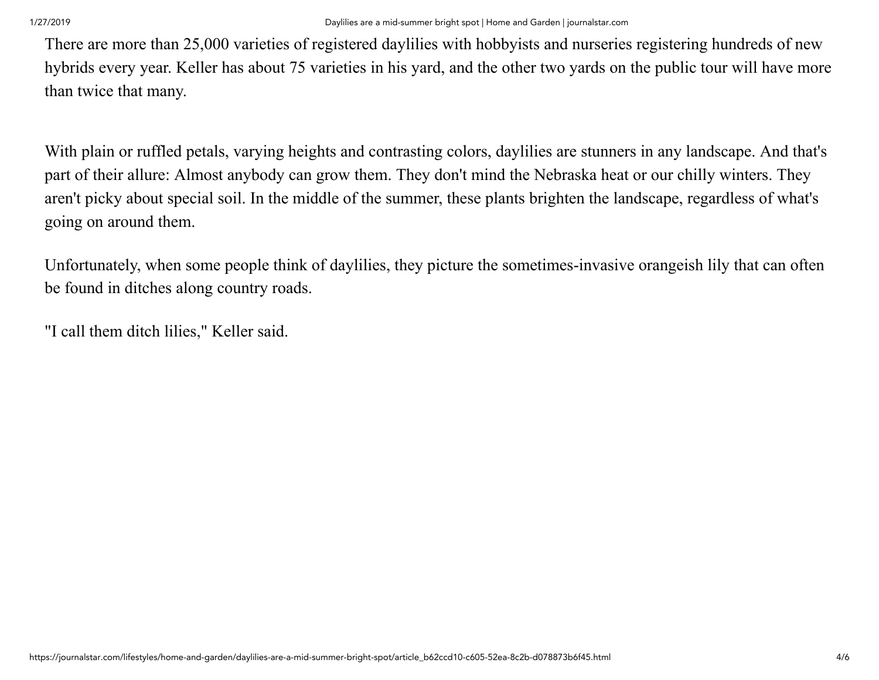There are more than 25,000 varieties of registered daylilies with hobbyists and nurseries registering hundreds of new hybrids every year. Keller has about 75 varieties in his yard, and the other two yards on the public tour will have more than twice that many.

With plain or ruffled petals, varying heights and contrasting colors, daylilies are stunners in any landscape. And that's part of their allure: Almost anybody can grow them. They don't mind the Nebraska heat or our chilly winters. They aren't picky about special soil. In the middle of the summer, these plants brighten the landscape, regardless of what's going on around them.

Unfortunately, when some people think of daylilies, they picture the sometimes-invasive orangeish lily that can often be found in ditches along country roads.

"I call them ditch lilies," Keller said.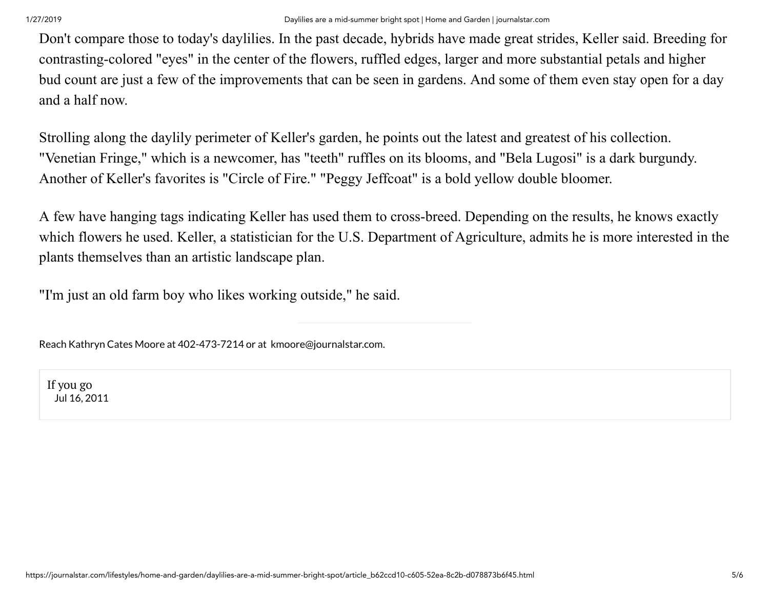Don't compare those to today's daylilies. In the past decade, hybrids have made great strides, Keller said. Breeding for contrasting-colored "eyes" in the center of the flowers, ruffled edges, larger and more substantial petals and higher bud count are just a few of the improvements that can be seen in gardens. And some of them even stay open for a day and a half now.

Strolling along the daylily perimeter of Keller's garden, he points out the latest and greatest of his collection. "Venetian Fringe," which is a newcomer, has "teeth" ruffles on its blooms, and "Bela Lugosi" is a dark burgundy. Another of Keller's favorites is "Circle of Fire." "Peggy Jeffcoat" is a bold yellow double bloomer.

A few have hanging tags indicating Keller has used them to cross-breed. Depending on the results, he knows exactly which flowers he used. Keller, a statistician for the U.S. Department of Agriculture, admits he is more interested in the plants themselves than an artistic landscape plan.

"I'm just an old farm boy who likes working outside," he said.

---

Reach Kathryn Cates Moore at 402-473-7214 or at kmoore@journalstar.com.

If you go
Jul 16, 2011